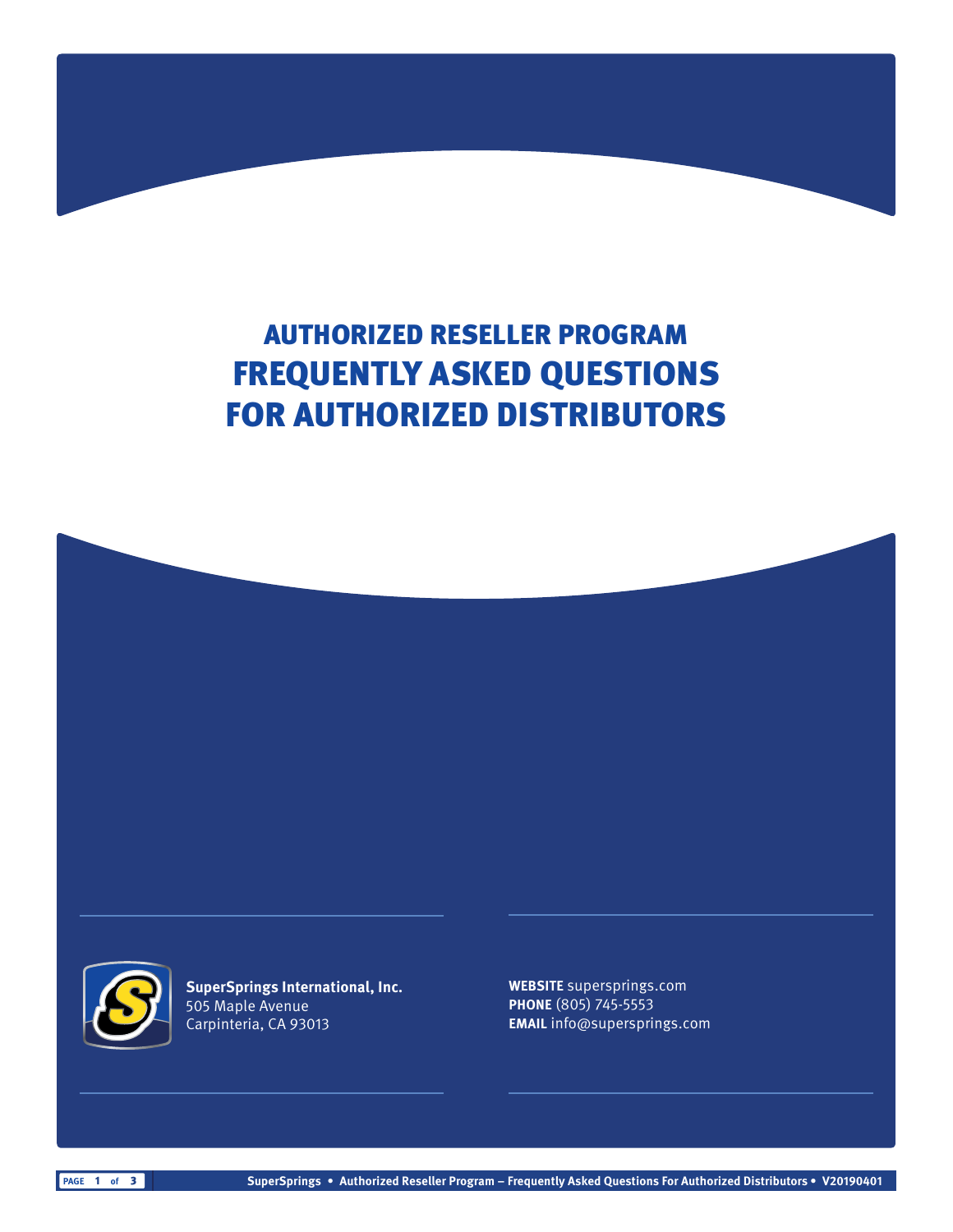# AUTHORIZED RESELLER PROGRAM
# FREQUENTLY ASKED QUESTIONS FOR AUTHORIZED DISTRIBUTORS

**SuperSprings International, Inc.**
505 Maple Avenue
Carpinteria, CA 93013

**WEBSITE** supersprings.com
**PHONE** (805) 745-5553
**EMAIL** info@supersprings.com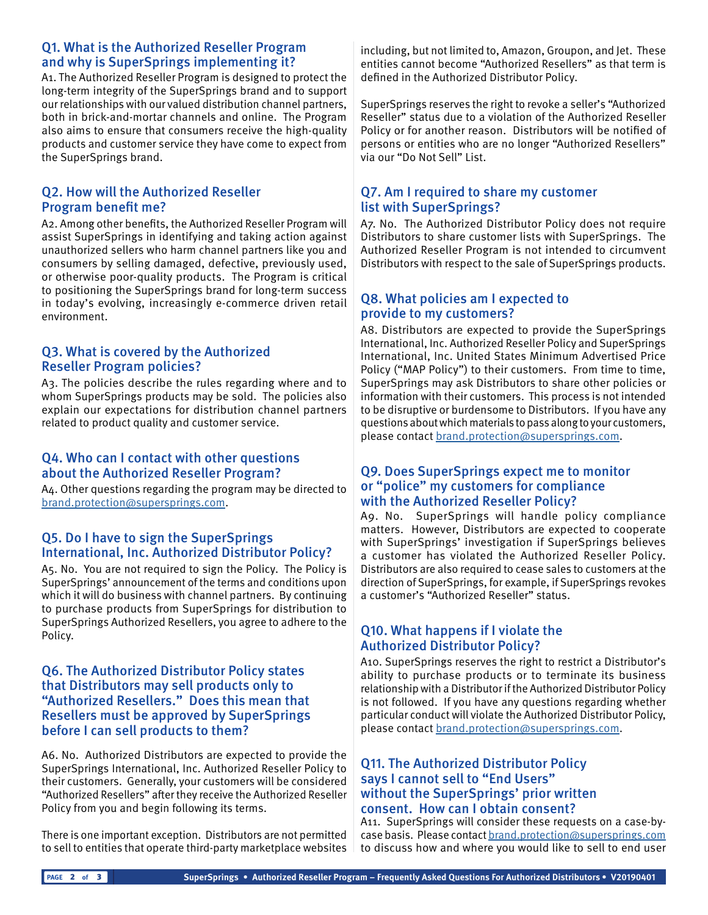## Q1. What is the Authorized Reseller Program and why is SuperSprings implementing it?

A1. The Authorized Reseller Program is designed to protect the long-term integrity of the SuperSprings brand and to support our relationships with our valued distribution channel partners, both in brick-and-mortar channels and online. The Program also aims to ensure that consumers receive the high-quality products and customer service they have come to expect from the SuperSprings brand.

## Q2. How will the Authorized Reseller Program benefit me?

A2. Among other benefits, the Authorized Reseller Program will assist SuperSprings in identifying and taking action against unauthorized sellers who harm channel partners like you and consumers by selling damaged, defective, previously used, or otherwise poor-quality products. The Program is critical to positioning the SuperSprings brand for long-term success in today's evolving, increasingly e-commerce driven retail environment.

## Q3. What is covered by the Authorized Reseller Program policies?

A3. The policies describe the rules regarding where and to whom SuperSprings products may be sold. The policies also explain our expectations for distribution channel partners related to product quality and customer service.

## Q4. Who can I contact with other questions about the Authorized Reseller Program?

A4. Other questions regarding the program may be directed to brand.protection@supersprings.com.

## Q5. Do I have to sign the SuperSprings International, Inc. Authorized Distributor Policy?

A5. No. You are not required to sign the Policy. The Policy is SuperSprings' announcement of the terms and conditions upon which it will do business with channel partners. By continuing to purchase products from SuperSprings for distribution to SuperSprings Authorized Resellers, you agree to adhere to the Policy.

## Q6. The Authorized Distributor Policy states that Distributors may sell products only to "Authorized Resellers." Does this mean that Resellers must be approved by SuperSprings before I can sell products to them?

A6. No. Authorized Distributors are expected to provide the SuperSprings International, Inc. Authorized Reseller Policy to their customers. Generally, your customers will be considered "Authorized Resellers" after they receive the Authorized Reseller Policy from you and begin following its terms.

There is one important exception. Distributors are not permitted to sell to entities that operate third-party marketplace websites including, but not limited to, Amazon, Groupon, and Jet. These entities cannot become "Authorized Resellers" as that term is defined in the Authorized Distributor Policy.

SuperSprings reserves the right to revoke a seller's "Authorized Reseller" status due to a violation of the Authorized Reseller Policy or for another reason. Distributors will be notified of persons or entities who are no longer "Authorized Resellers" via our "Do Not Sell" List.

## Q7. Am I required to share my customer list with SuperSprings?

A7. No. The Authorized Distributor Policy does not require Distributors to share customer lists with SuperSprings. The Authorized Reseller Program is not intended to circumvent Distributors with respect to the sale of SuperSprings products.

## Q8. What policies am I expected to provide to my customers?

A8. Distributors are expected to provide the SuperSprings International, Inc. Authorized Reseller Policy and SuperSprings International, Inc. United States Minimum Advertised Price Policy ("MAP Policy") to their customers. From time to time, SuperSprings may ask Distributors to share other policies or information with their customers. This process is not intended to be disruptive or burdensome to Distributors. If you have any questions about which materials to pass along to your customers, please contact brand.protection@supersprings.com.

## Q9. Does SuperSprings expect me to monitor or "police" my customers for compliance with the Authorized Reseller Policy?

A9. No. SuperSprings will handle policy compliance matters. However, Distributors are expected to cooperate with SuperSprings' investigation if SuperSprings believes a customer has violated the Authorized Reseller Policy. Distributors are also required to cease sales to customers at the direction of SuperSprings, for example, if SuperSprings revokes a customer's "Authorized Reseller" status.

## Q10. What happens if I violate the Authorized Distributor Policy?

A10. SuperSprings reserves the right to restrict a Distributor's ability to purchase products or to terminate its business relationship with a Distributor if the Authorized Distributor Policy is not followed. If you have any questions regarding whether particular conduct will violate the Authorized Distributor Policy, please contact brand.protection@supersprings.com.

## Q11. The Authorized Distributor Policy says I cannot sell to "End Users" without the SuperSprings' prior written consent. How can I obtain consent?

A11. SuperSprings will consider these requests on a case-by-case basis. Please contact brand.protection@supersprings.com to discuss how and where you would like to sell to end user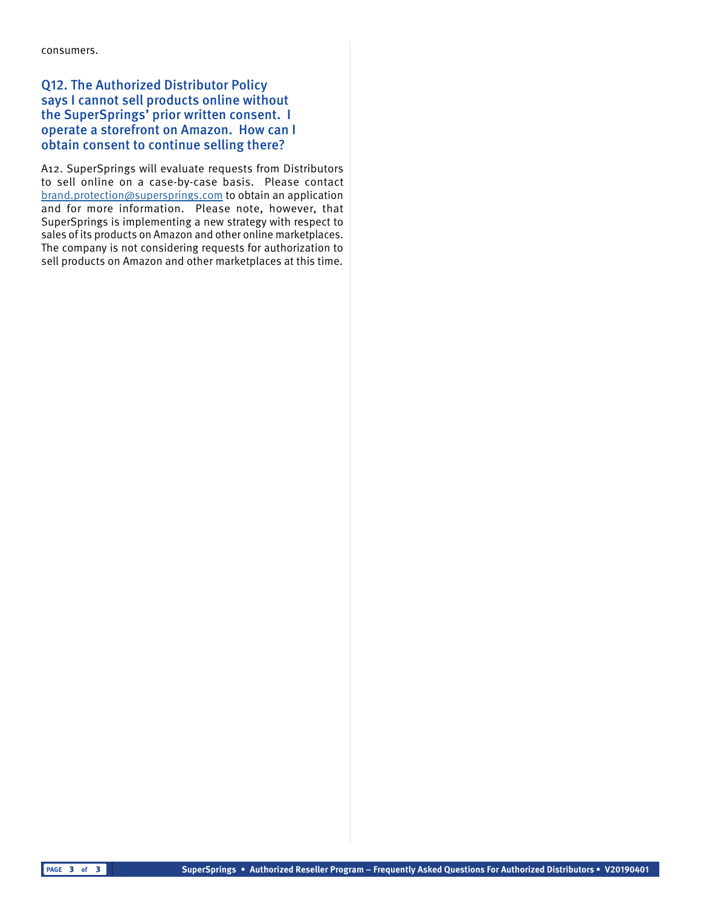consumers.

### Q12. The Authorized Distributor Policy says I cannot sell products online without the SuperSprings' prior written consent. I operate a storefront on Amazon. How can I obtain consent to continue selling there?

A12. SuperSprings will evaluate requests from Distributors to sell online on a case-by-case basis. Please contact brand.protection@supersprings.com to obtain an application and for more information. Please note, however, that SuperSprings is implementing a new strategy with respect to sales of its products on Amazon and other online marketplaces. The company is not considering requests for authorization to sell products on Amazon and other marketplaces at this time.